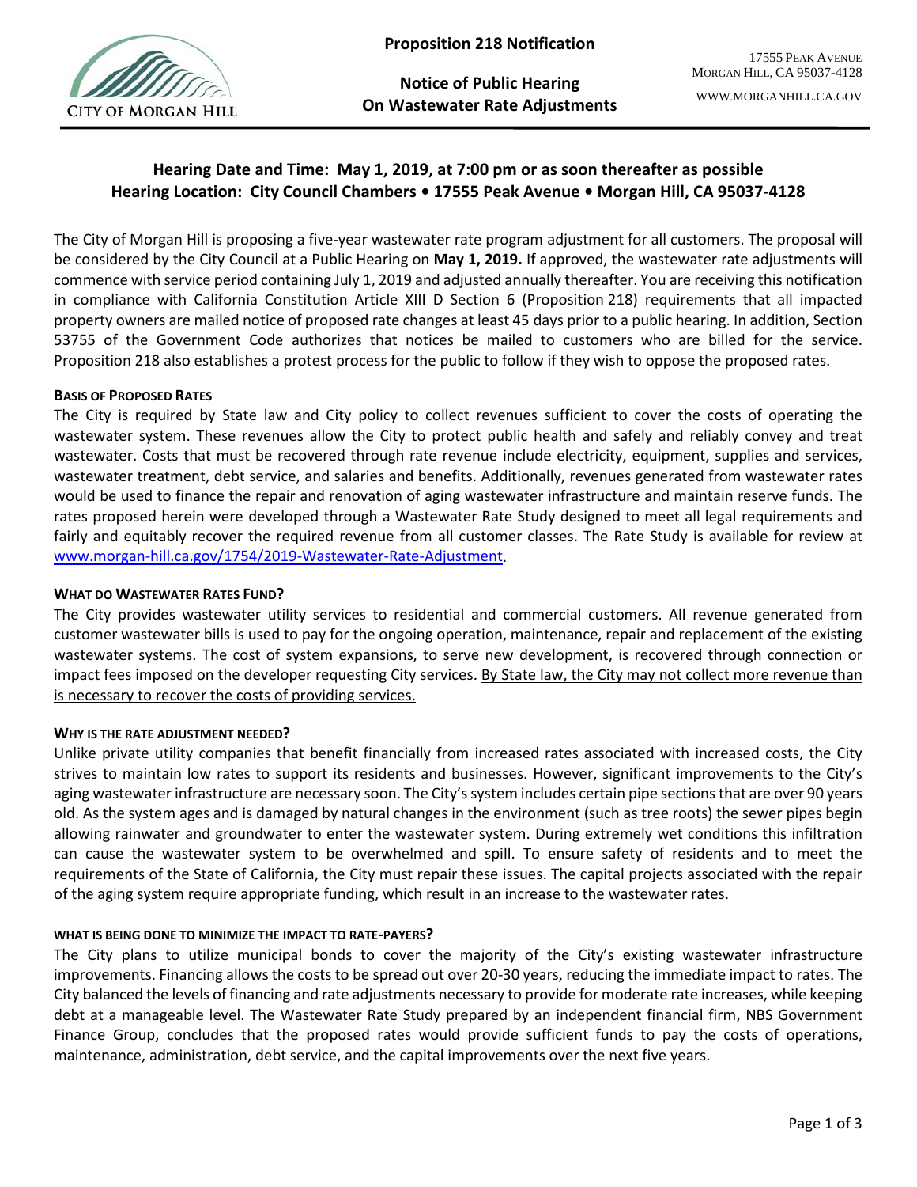CITY OF MORGAN HILL

# Proposition 218 Notification

## Notice of Public Hearing On Wastewater Rate Adjustments

17555 PEAK AVENUE
MORGAN HILL, CA 95037-4128
WWW.MORGANHILL.CA.GOV

**Hearing Date and Time: May 1, 2019, at 7:00 pm or as soon thereafter as possible**
**Hearing Location: City Council Chambers • 17555 Peak Avenue • Morgan Hill, CA 95037-4128**

The City of Morgan Hill is proposing a five-year wastewater rate program adjustment for all customers. The proposal will be considered by the City Council at a Public Hearing on **May 1, 2019.** If approved, the wastewater rate adjustments will commence with service period containing July 1, 2019 and adjusted annually thereafter. You are receiving this notification in compliance with California Constitution Article XIII D Section 6 (Proposition 218) requirements that all impacted property owners are mailed notice of proposed rate changes at least 45 days prior to a public hearing. In addition, Section 53755 of the Government Code authorizes that notices be mailed to customers who are billed for the service. Proposition 218 also establishes a protest process for the public to follow if they wish to oppose the proposed rates.

### BASIS OF PROPOSED RATES

The City is required by State law and City policy to collect revenues sufficient to cover the costs of operating the wastewater system. These revenues allow the City to protect public health and safely and reliably convey and treat wastewater. Costs that must be recovered through rate revenue include electricity, equipment, supplies and services, wastewater treatment, debt service, and salaries and benefits. Additionally, revenues generated from wastewater rates would be used to finance the repair and renovation of aging wastewater infrastructure and maintain reserve funds. The rates proposed herein were developed through a Wastewater Rate Study designed to meet all legal requirements and fairly and equitably recover the required revenue from all customer classes. The Rate Study is available for review at www.morgan-hill.ca.gov/1754/2019-Wastewater-Rate-Adjustment.

### WHAT DO WASTEWATER RATES FUND?

The City provides wastewater utility services to residential and commercial customers. All revenue generated from customer wastewater bills is used to pay for the ongoing operation, maintenance, repair and replacement of the existing wastewater systems. The cost of system expansions, to serve new development, is recovered through connection or impact fees imposed on the developer requesting City services. <u>By State law, the City may not collect more revenue than is necessary to recover the costs of providing services.</u>

### WHY IS THE RATE ADJUSTMENT NEEDED?

Unlike private utility companies that benefit financially from increased rates associated with increased costs, the City strives to maintain low rates to support its residents and businesses. However, significant improvements to the City's aging wastewater infrastructure are necessary soon. The City's system includes certain pipe sections that are over 90 years old. As the system ages and is damaged by natural changes in the environment (such as tree roots) the sewer pipes begin allowing rainwater and groundwater to enter the wastewater system. During extremely wet conditions this infiltration can cause the wastewater system to be overwhelmed and spill. To ensure safety of residents and to meet the requirements of the State of California, the City must repair these issues. The capital projects associated with the repair of the aging system require appropriate funding, which result in an increase to the wastewater rates.

### WHAT IS BEING DONE TO MINIMIZE THE IMPACT TO RATE-PAYERS?

The City plans to utilize municipal bonds to cover the majority of the City's existing wastewater infrastructure improvements. Financing allows the costs to be spread out over 20-30 years, reducing the immediate impact to rates. The City balanced the levels of financing and rate adjustments necessary to provide for moderate rate increases, while keeping debt at a manageable level. The Wastewater Rate Study prepared by an independent financial firm, NBS Government Finance Group, concludes that the proposed rates would provide sufficient funds to pay the costs of operations, maintenance, administration, debt service, and the capital improvements over the next five years.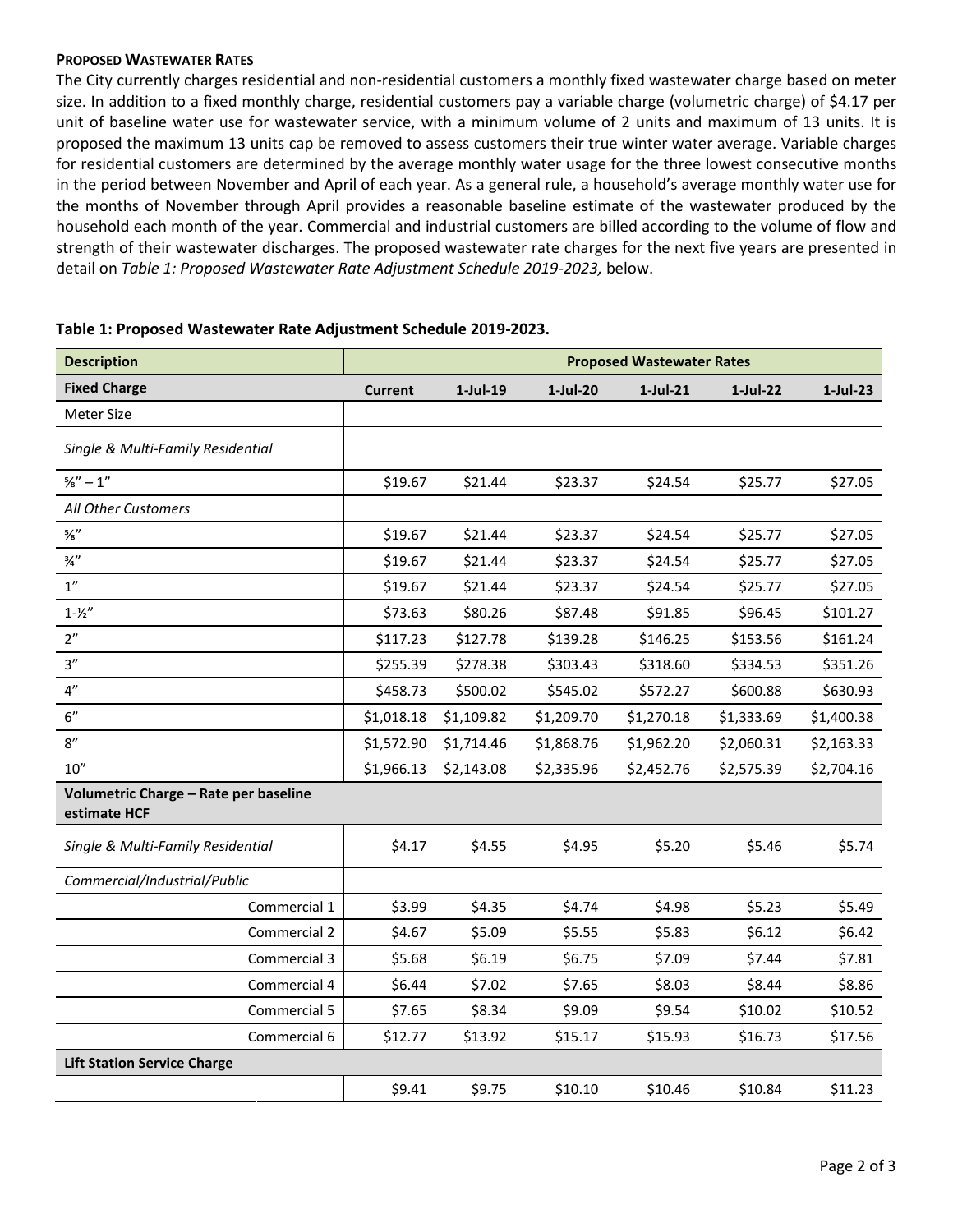**PROPOSED WASTEWATER RATES**

The City currently charges residential and non-residential customers a monthly fixed wastewater charge based on meter size. In addition to a fixed monthly charge, residential customers pay a variable charge (volumetric charge) of $4.17 per unit of baseline water use for wastewater service, with a minimum volume of 2 units and maximum of 13 units. It is proposed the maximum 13 units cap be removed to assess customers their true winter water average. Variable charges for residential customers are determined by the average monthly water usage for the three lowest consecutive months in the period between November and April of each year. As a general rule, a household's average monthly water use for the months of November through April provides a reasonable baseline estimate of the wastewater produced by the household each month of the year. Commercial and industrial customers are billed according to the volume of flow and strength of their wastewater discharges. The proposed wastewater rate charges for the next five years are presented in detail on *Table 1: Proposed Wastewater Rate Adjustment Schedule 2019-2023,* below.

**Table 1: Proposed Wastewater Rate Adjustment Schedule 2019-2023.**

| **Description** | | **Proposed Wastewater Rates** | | | | |
|---|---|---|---|---|---|---|
| **Fixed Charge** | **Current** | **1-Jul-19** | **1-Jul-20** | **1-Jul-21** | **1-Jul-22** | **1-Jul-23** |
| Meter Size | | | | | | |
| *Single & Multi-Family Residential* | | | | | | |
| ⅝" – 1" | $19.67 | $21.44 | $23.37 | $24.54 | $25.77 | $27.05 |
| *All Other Customers* | | | | | | |
| ⅝" | $19.67 | $21.44 | $23.37 | $24.54 | $25.77 | $27.05 |
| ¾" | $19.67 | $21.44 | $23.37 | $24.54 | $25.77 | $27.05 |
| 1" | $19.67 | $21.44 | $23.37 | $24.54 | $25.77 | $27.05 |
| 1-½" | $73.63 | $80.26 | $87.48 | $91.85 | $96.45 | $101.27 |
| 2" | $117.23 | $127.78 | $139.28 | $146.25 | $153.56 | $161.24 |
| 3" | $255.39 | $278.38 | $303.43 | $318.60 | $334.53 | $351.26 |
| 4" | $458.73 | $500.02 | $545.02 | $572.27 | $600.88 | $630.93 |
| 6" | $1,018.18 | $1,109.82 | $1,209.70 | $1,270.18 | $1,333.69 | $1,400.38 |
| 8" | $1,572.90 | $1,714.46 | $1,868.76 | $1,962.20 | $2,060.31 | $2,163.33 |
| 10" | $1,966.13 | $2,143.08 | $2,335.96 | $2,452.76 | $2,575.39 | $2,704.16 |
| **Volumetric Charge – Rate per baseline estimate HCF** | | | | | | |
| *Single & Multi-Family Residential* | $4.17 | $4.55 | $4.95 | $5.20 | $5.46 | $5.74 |
| *Commercial/Industrial/Public* | | | | | | |
| Commercial 1 | $3.99 | $4.35 | $4.74 | $4.98 | $5.23 | $5.49 |
| Commercial 2 | $4.67 | $5.09 | $5.55 | $5.83 | $6.12 | $6.42 |
| Commercial 3 | $5.68 | $6.19 | $6.75 | $7.09 | $7.44 | $7.81 |
| Commercial 4 | $6.44 | $7.02 | $7.65 | $8.03 | $8.44 | $8.86 |
| Commercial 5 | $7.65 | $8.34 | $9.09 | $9.54 | $10.02 | $10.52 |
| Commercial 6 | $12.77 | $13.92 | $15.17 | $15.93 | $16.73 | $17.56 |
| **Lift Station Service Charge** | | | | | | |
| | $9.41 | $9.75 | $10.10 | $10.46 | $10.84 | $11.23 |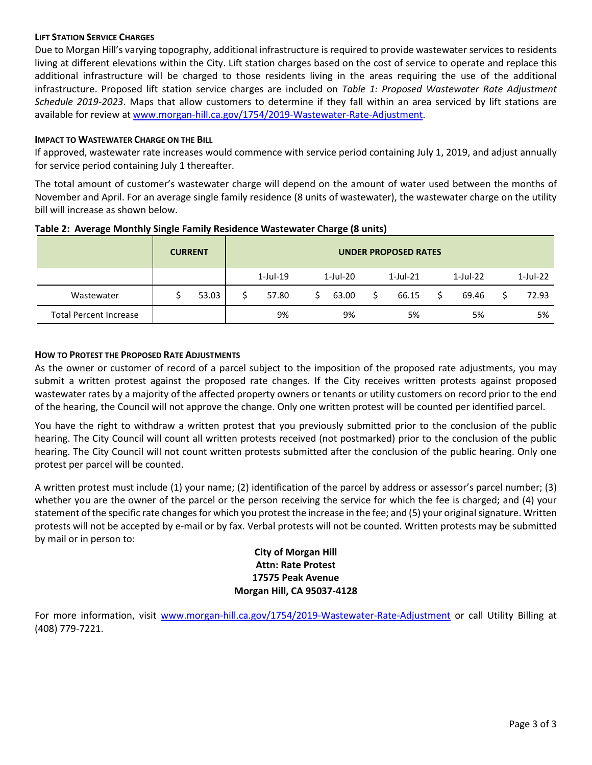#### LIFT STATION SERVICE CHARGES

Due to Morgan Hill's varying topography, additional infrastructure is required to provide wastewater services to residents living at different elevations within the City. Lift station charges based on the cost of service to operate and replace this additional infrastructure will be charged to those residents living in the areas requiring the use of the additional infrastructure. Proposed lift station service charges are included on *Table 1: Proposed Wastewater Rate Adjustment Schedule 2019-2023*. Maps that allow customers to determine if they fall within an area serviced by lift stations are available for review at www.morgan-hill.ca.gov/1754/2019-Wastewater-Rate-Adjustment.

#### IMPACT TO WASTEWATER CHARGE ON THE BILL

If approved, wastewater rate increases would commence with service period containing July 1, 2019, and adjust annually for service period containing July 1 thereafter.

The total amount of customer's wastewater charge will depend on the amount of water used between the months of November and April. For an average single family residence (8 units of wastewater), the wastewater charge on the utility bill will increase as shown below.

**Table 2: Average Monthly Single Family Residence Wastewater Charge (8 units)**

| | CURRENT | UNDER PROPOSED RATES | | | | |
|---|---|---|---|---|---|---|
| | | 1-Jul-19 | 1-Jul-20 | 1-Jul-21 | 1-Jul-22 | 1-Jul-22 |
| Wastewater | $ 53.03 | $ 57.80 | $ 63.00 | $ 66.15 | $ 69.46 | $ 72.93 |
| Total Percent Increase | | 9% | 9% | 5% | 5% | 5% |

#### HOW TO PROTEST THE PROPOSED RATE ADJUSTMENTS

As the owner or customer of record of a parcel subject to the imposition of the proposed rate adjustments, you may submit a written protest against the proposed rate changes. If the City receives written protests against proposed wastewater rates by a majority of the affected property owners or tenants or utility customers on record prior to the end of the hearing, the Council will not approve the change. Only one written protest will be counted per identified parcel.

You have the right to withdraw a written protest that you previously submitted prior to the conclusion of the public hearing. The City Council will count all written protests received (not postmarked) prior to the conclusion of the public hearing. The City Council will not count written protests submitted after the conclusion of the public hearing. Only one protest per parcel will be counted.

A written protest must include (1) your name; (2) identification of the parcel by address or assessor's parcel number; (3) whether you are the owner of the parcel or the person receiving the service for which the fee is charged; and (4) your statement of the specific rate changes for which you protest the increase in the fee; and (5) your original signature. Written protests will not be accepted by e-mail or by fax. Verbal protests will not be counted. Written protests may be submitted by mail or in person to:

**City of Morgan Hill**
**Attn: Rate Protest**
**17575 Peak Avenue**
**Morgan Hill, CA 95037-4128**

For more information, visit www.morgan-hill.ca.gov/1754/2019-Wastewater-Rate-Adjustment or call Utility Billing at (408) 779-7221.